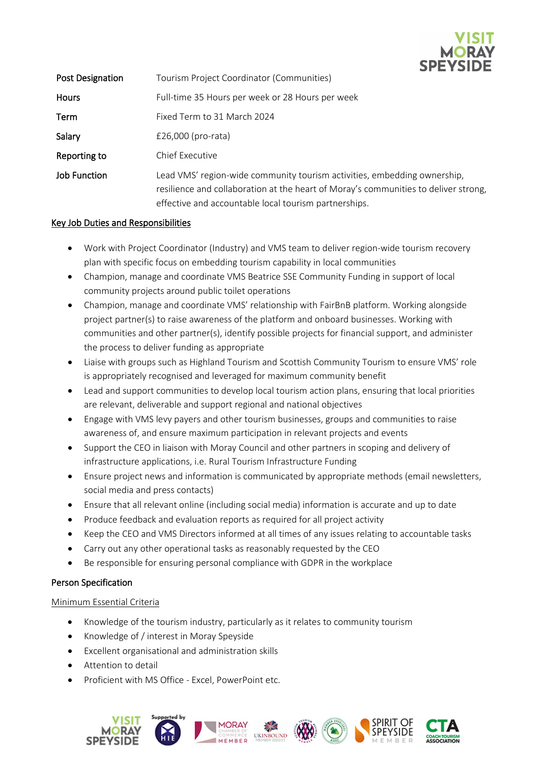| Post Designation | Tourism Project Coordinator (Communities) |
|---|---|
| Hours | Full-time 35 Hours per week or 28 Hours per week |
| Term | Fixed Term to 31 March 2024 |
| Salary | £26,000 (pro-rata) |
| Reporting to | Chief Executive |
| Job Function | Lead VMS' region-wide community tourism activities, embedding ownership, resilience and collaboration at the heart of Moray's communities to deliver strong, effective and accountable local tourism partnerships. |

## Key Job Duties and Responsibilities

- Work with Project Coordinator (Industry) and VMS team to deliver region-wide tourism recovery plan with specific focus on embedding tourism capability in local communities
- Champion, manage and coordinate VMS Beatrice SSE Community Funding in support of local community projects around public toilet operations
- Champion, manage and coordinate VMS' relationship with FairBnB platform. Working alongside project partner(s) to raise awareness of the platform and onboard businesses. Working with communities and other partner(s), identify possible projects for financial support, and administer the process to deliver funding as appropriate
- Liaise with groups such as Highland Tourism and Scottish Community Tourism to ensure VMS' role is appropriately recognised and leveraged for maximum community benefit
- Lead and support communities to develop local tourism action plans, ensuring that local priorities are relevant, deliverable and support regional and national objectives
- Engage with VMS levy payers and other tourism businesses, groups and communities to raise awareness of, and ensure maximum participation in relevant projects and events
- Support the CEO in liaison with Moray Council and other partners in scoping and delivery of infrastructure applications, i.e. Rural Tourism Infrastructure Funding
- Ensure project news and information is communicated by appropriate methods (email newsletters, social media and press contacts)
- Ensure that all relevant online (including social media) information is accurate and up to date
- Produce feedback and evaluation reports as required for all project activity
- Keep the CEO and VMS Directors informed at all times of any issues relating to accountable tasks
- Carry out any other operational tasks as reasonably requested by the CEO
- Be responsible for ensuring personal compliance with GDPR in the workplace

## Person Specification

### Minimum Essential Criteria

- Knowledge of the tourism industry, particularly as it relates to community tourism
- Knowledge of / interest in Moray Speyside
- Excellent organisational and administration skills
- Attention to detail
- Proficient with MS Office - Excel, PowerPoint etc.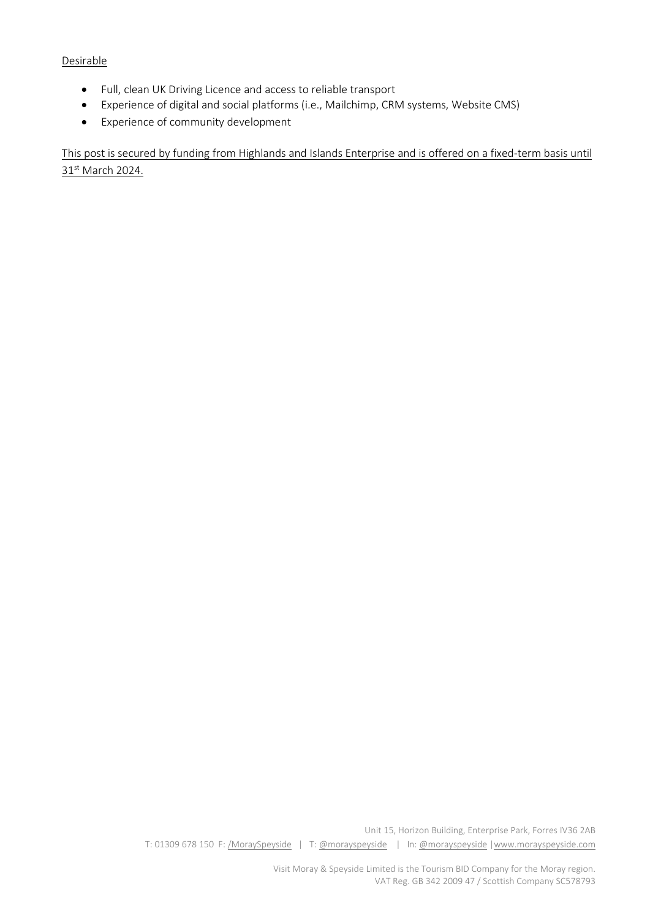Desirable

- Full, clean UK Driving Licence and access to reliable transport
- Experience of digital and social platforms (i.e., Mailchimp, CRM systems, Website CMS)
- Experience of community development

This post is secured by funding from Highlands and Islands Enterprise and is offered on a fixed-term basis until 31st March 2024.